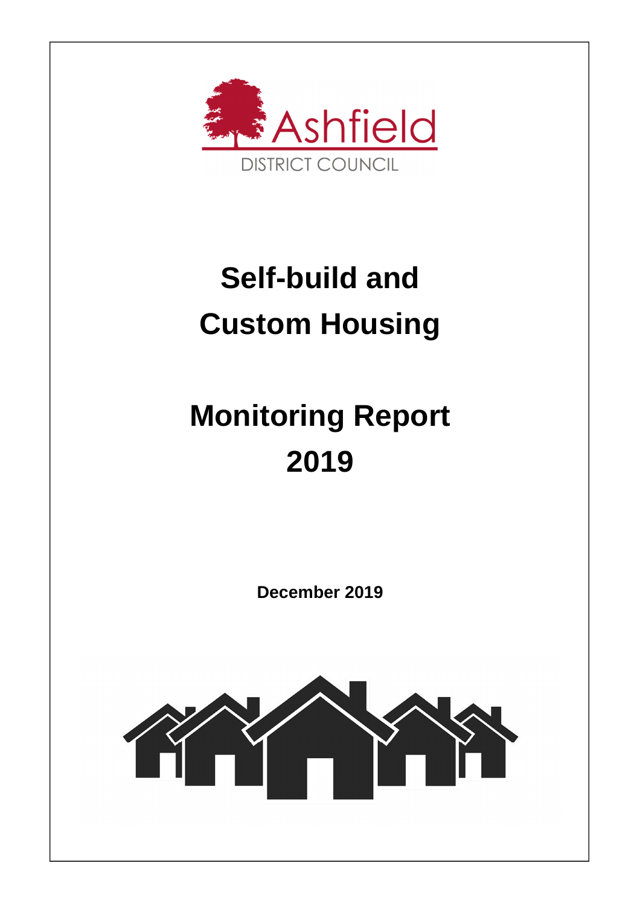Ashfield

DISTRICT COUNCIL

# Self-build and Custom Housing

# Monitoring Report 2019

**December 2019**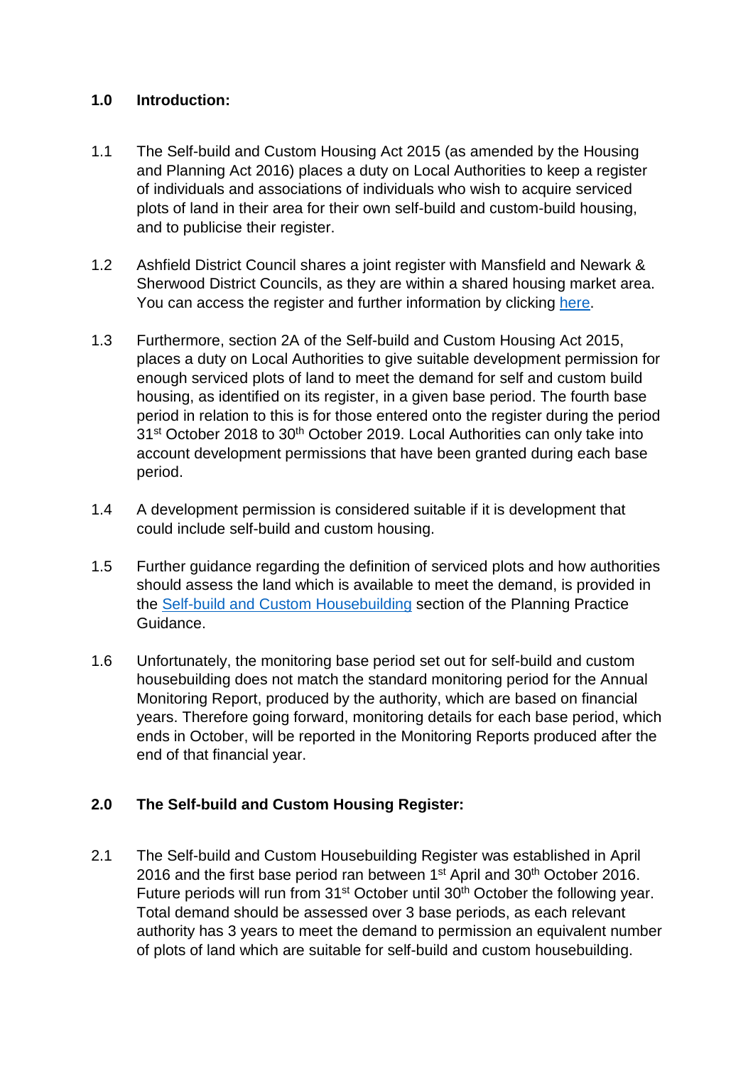## 1.0 Introduction:

1.1 The Self-build and Custom Housing Act 2015 (as amended by the Housing and Planning Act 2016) places a duty on Local Authorities to keep a register of individuals and associations of individuals who wish to acquire serviced plots of land in their area for their own self-build and custom-build housing, and to publicise their register.

1.2 Ashfield District Council shares a joint register with Mansfield and Newark & Sherwood District Councils, as they are within a shared housing market area. You can access the register and further information by clicking [here](#).

1.3 Furthermore, section 2A of the Self-build and Custom Housing Act 2015, places a duty on Local Authorities to give suitable development permission for enough serviced plots of land to meet the demand for self and custom build housing, as identified on its register, in a given base period. The fourth base period in relation to this is for those entered onto the register during the period 31st October 2018 to 30th October 2019. Local Authorities can only take into account development permissions that have been granted during each base period.

1.4 A development permission is considered suitable if it is development that could include self-build and custom housing.

1.5 Further guidance regarding the definition of serviced plots and how authorities should assess the land which is available to meet the demand, is provided in the [Self-build and Custom Housebuilding](#) section of the Planning Practice Guidance.

1.6 Unfortunately, the monitoring base period set out for self-build and custom housebuilding does not match the standard monitoring period for the Annual Monitoring Report, produced by the authority, which are based on financial years. Therefore going forward, monitoring details for each base period, which ends in October, will be reported in the Monitoring Reports produced after the end of that financial year.

## 2.0 The Self-build and Custom Housing Register:

2.1 The Self-build and Custom Housebuilding Register was established in April 2016 and the first base period ran between 1st April and 30th October 2016. Future periods will run from 31st October until 30th October the following year. Total demand should be assessed over 3 base periods, as each relevant authority has 3 years to meet the demand to permission an equivalent number of plots of land which are suitable for self-build and custom housebuilding.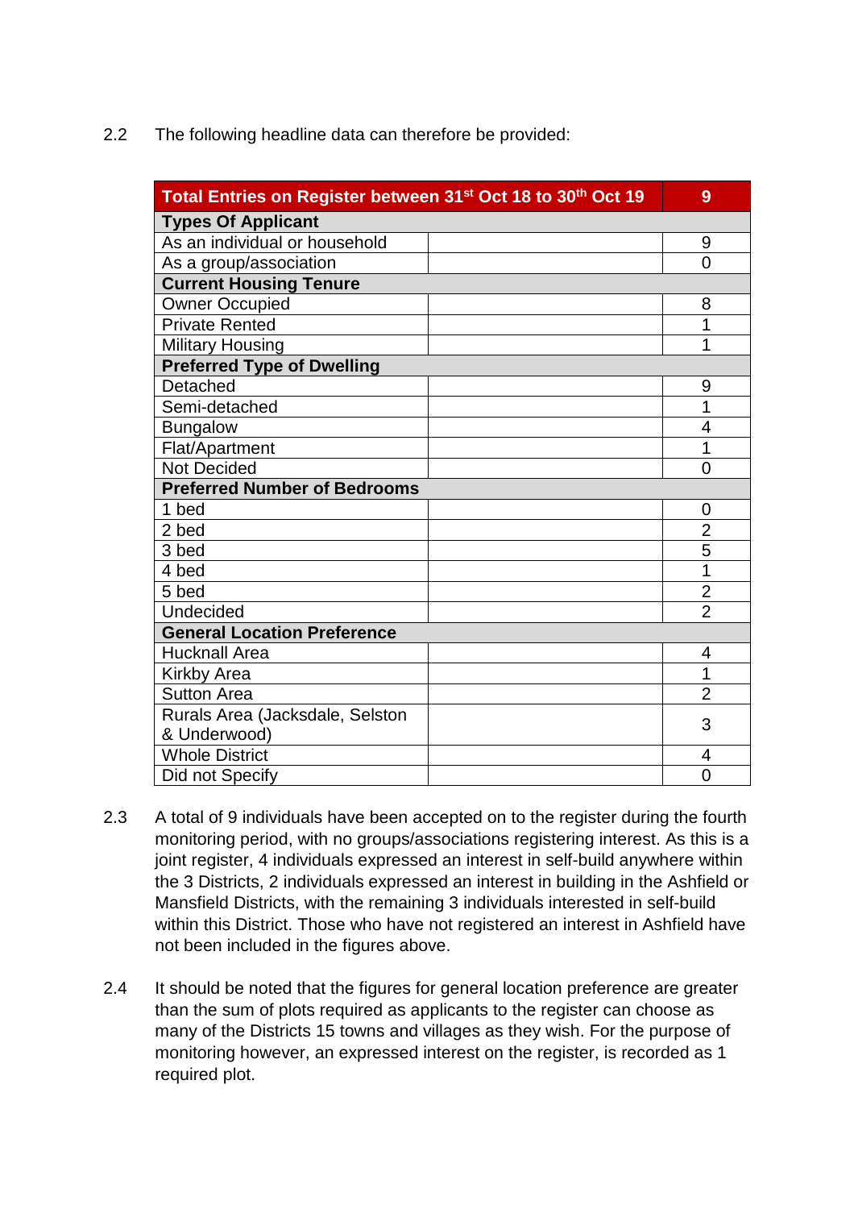2.2 The following headline data can therefore be provided:

| **Total Entries on Register between 31st Oct 18 to 30th Oct 19** | | **9** |
|---|---|---|
| **Types Of Applicant** | | |
| As an individual or household | | 9 |
| As a group/association | | 0 |
| **Current Housing Tenure** | | |
| Owner Occupied | | 8 |
| Private Rented | | 1 |
| Military Housing | | 1 |
| **Preferred Type of Dwelling** | | |
| Detached | | 9 |
| Semi-detached | | 1 |
| Bungalow | | 4 |
| Flat/Apartment | | 1 |
| Not Decided | | 0 |
| **Preferred Number of Bedrooms** | | |
| 1 bed | | 0 |
| 2 bed | | 2 |
| 3 bed | | 5 |
| 4 bed | | 1 |
| 5 bed | | 2 |
| Undecided | | 2 |
| **General Location Preference** | | |
| Hucknall Area | | 4 |
| Kirkby Area | | 1 |
| Sutton Area | | 2 |
| Rurals Area (Jacksdale, Selston & Underwood) | | 3 |
| Whole District | | 4 |
| Did not Specify | | 0 |

2.3 A total of 9 individuals have been accepted on to the register during the fourth monitoring period, with no groups/associations registering interest. As this is a joint register, 4 individuals expressed an interest in self-build anywhere within the 3 Districts, 2 individuals expressed an interest in building in the Ashfield or Mansfield Districts, with the remaining 3 individuals interested in self-build within this District. Those who have not registered an interest in Ashfield have not been included in the figures above.

2.4 It should be noted that the figures for general location preference are greater than the sum of plots required as applicants to the register can choose as many of the Districts 15 towns and villages as they wish. For the purpose of monitoring however, an expressed interest on the register, is recorded as 1 required plot.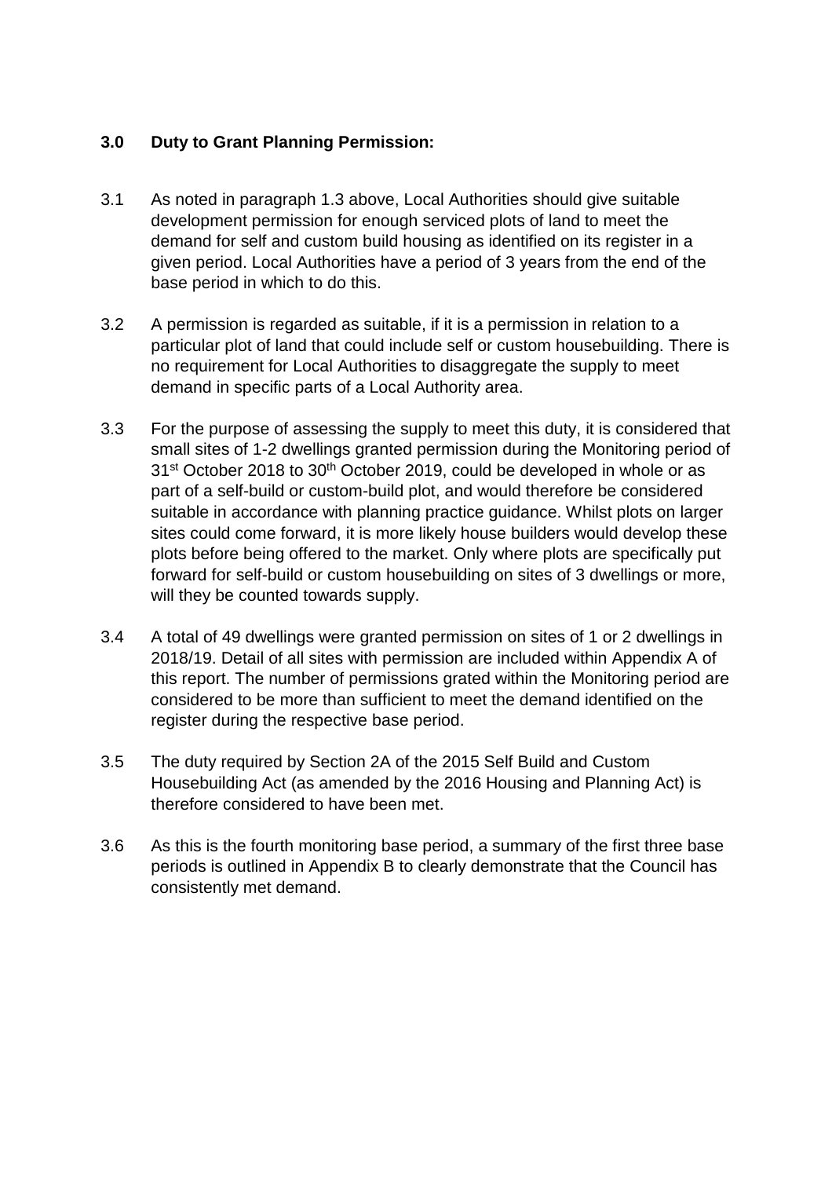## 3.0 Duty to Grant Planning Permission:

3.1 As noted in paragraph 1.3 above, Local Authorities should give suitable development permission for enough serviced plots of land to meet the demand for self and custom build housing as identified on its register in a given period. Local Authorities have a period of 3 years from the end of the base period in which to do this.

3.2 A permission is regarded as suitable, if it is a permission in relation to a particular plot of land that could include self or custom housebuilding. There is no requirement for Local Authorities to disaggregate the supply to meet demand in specific parts of a Local Authority area.

3.3 For the purpose of assessing the supply to meet this duty, it is considered that small sites of 1-2 dwellings granted permission during the Monitoring period of 31st October 2018 to 30th October 2019, could be developed in whole or as part of a self-build or custom-build plot, and would therefore be considered suitable in accordance with planning practice guidance. Whilst plots on larger sites could come forward, it is more likely house builders would develop these plots before being offered to the market. Only where plots are specifically put forward for self-build or custom housebuilding on sites of 3 dwellings or more, will they be counted towards supply.

3.4 A total of 49 dwellings were granted permission on sites of 1 or 2 dwellings in 2018/19. Detail of all sites with permission are included within Appendix A of this report. The number of permissions grated within the Monitoring period are considered to be more than sufficient to meet the demand identified on the register during the respective base period.

3.5 The duty required by Section 2A of the 2015 Self Build and Custom Housebuilding Act (as amended by the 2016 Housing and Planning Act) is therefore considered to have been met.

3.6 As this is the fourth monitoring base period, a summary of the first three base periods is outlined in Appendix B to clearly demonstrate that the Council has consistently met demand.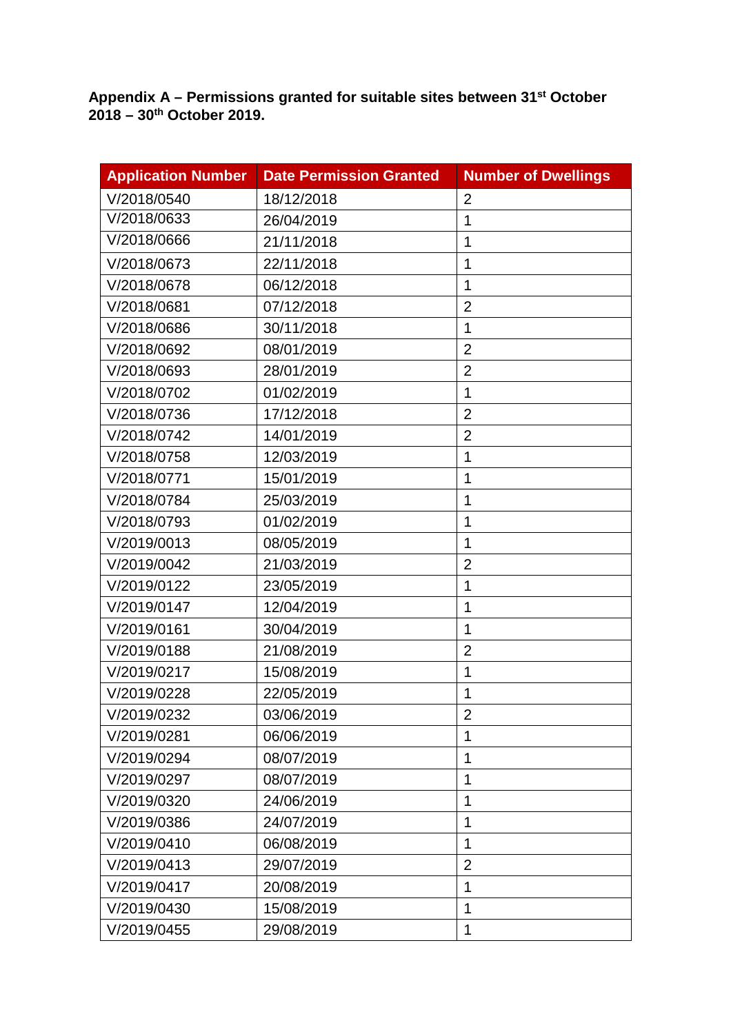**Appendix A – Permissions granted for suitable sites between 31st October 2018 – 30th October 2019.**

| Application Number | Date Permission Granted | Number of Dwellings |
|---|---|---|
| V/2018/0540 | 18/12/2018 | 2 |
| V/2018/0633 | 26/04/2019 | 1 |
| V/2018/0666 | 21/11/2018 | 1 |
| V/2018/0673 | 22/11/2018 | 1 |
| V/2018/0678 | 06/12/2018 | 1 |
| V/2018/0681 | 07/12/2018 | 2 |
| V/2018/0686 | 30/11/2018 | 1 |
| V/2018/0692 | 08/01/2019 | 2 |
| V/2018/0693 | 28/01/2019 | 2 |
| V/2018/0702 | 01/02/2019 | 1 |
| V/2018/0736 | 17/12/2018 | 2 |
| V/2018/0742 | 14/01/2019 | 2 |
| V/2018/0758 | 12/03/2019 | 1 |
| V/2018/0771 | 15/01/2019 | 1 |
| V/2018/0784 | 25/03/2019 | 1 |
| V/2018/0793 | 01/02/2019 | 1 |
| V/2019/0013 | 08/05/2019 | 1 |
| V/2019/0042 | 21/03/2019 | 2 |
| V/2019/0122 | 23/05/2019 | 1 |
| V/2019/0147 | 12/04/2019 | 1 |
| V/2019/0161 | 30/04/2019 | 1 |
| V/2019/0188 | 21/08/2019 | 2 |
| V/2019/0217 | 15/08/2019 | 1 |
| V/2019/0228 | 22/05/2019 | 1 |
| V/2019/0232 | 03/06/2019 | 2 |
| V/2019/0281 | 06/06/2019 | 1 |
| V/2019/0294 | 08/07/2019 | 1 |
| V/2019/0297 | 08/07/2019 | 1 |
| V/2019/0320 | 24/06/2019 | 1 |
| V/2019/0386 | 24/07/2019 | 1 |
| V/2019/0410 | 06/08/2019 | 1 |
| V/2019/0413 | 29/07/2019 | 2 |
| V/2019/0417 | 20/08/2019 | 1 |
| V/2019/0430 | 15/08/2019 | 1 |
| V/2019/0455 | 29/08/2019 | 1 |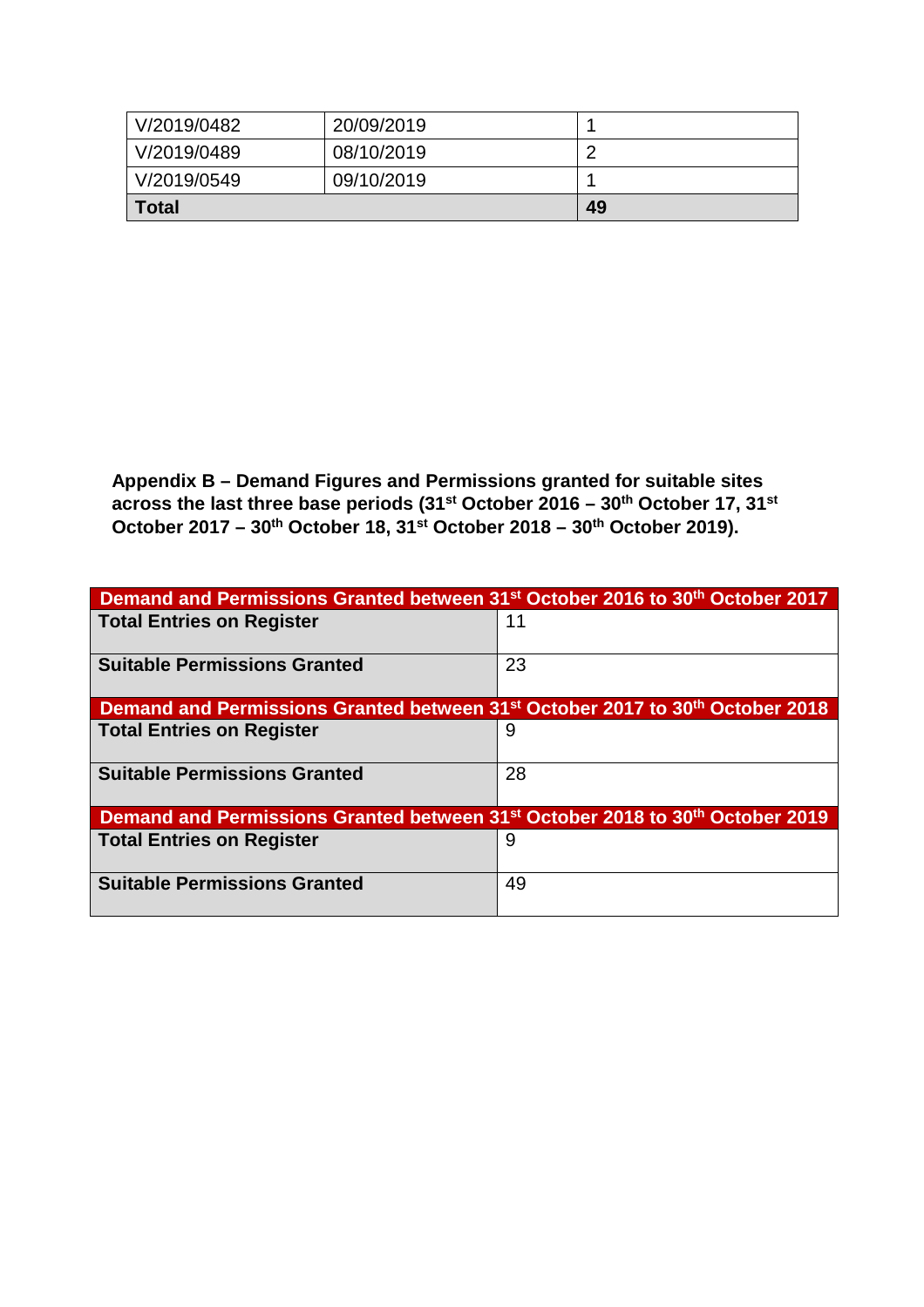| | | |
|---|---|---|
| V/2019/0482 | 20/09/2019 | 1 |
| V/2019/0489 | 08/10/2019 | 2 |
| V/2019/0549 | 09/10/2019 | 1 |
| **Total** | | **49** |

**Appendix B – Demand Figures and Permissions granted for suitable sites across the last three base periods (31st October 2016 – 30th October 17, 31st October 2017 – 30th October 18, 31st October 2018 – 30th October 2019).**

| **Demand and Permissions Granted between 31st October 2016 to 30th October 2017** | |
|---|---|
| **Total Entries on Register** | 11 |
| **Suitable Permissions Granted** | 23 |
| **Demand and Permissions Granted between 31st October 2017 to 30th October 2018** | |
| **Total Entries on Register** | 9 |
| **Suitable Permissions Granted** | 28 |
| **Demand and Permissions Granted between 31st October 2018 to 30th October 2019** | |
| **Total Entries on Register** | 9 |
| **Suitable Permissions Granted** | 49 |